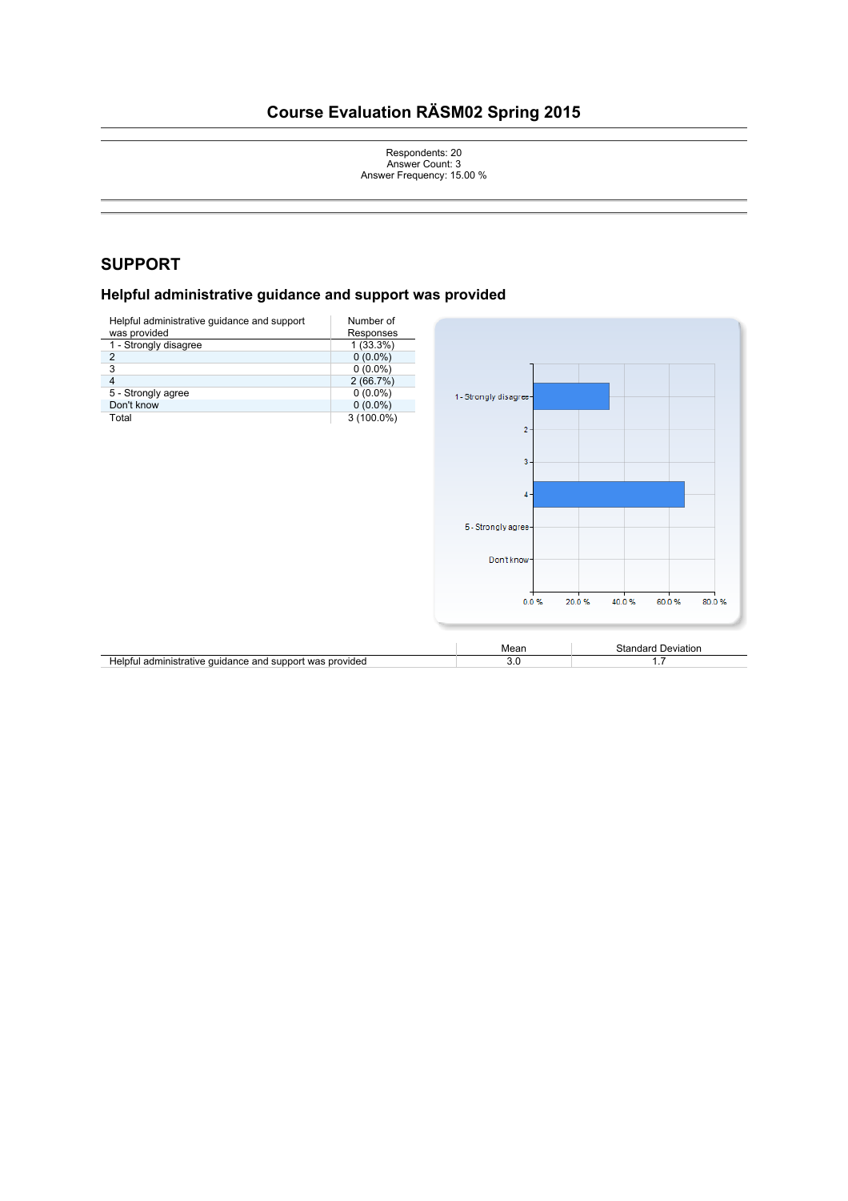# Course Evaluation RÄSM02 Spring 2015

Respondents: 20
Answer Count: 3
Answer Frequency: 15.00 %

## SUPPORT

### Helpful administrative guidance and support was provided

| Helpful administrative guidance and support was provided | Number of Responses |
|---|---|
| 1 - Strongly disagree | 1 (33.3%) |
| 2 | 0 (0.0%) |
| 3 | 0 (0.0%) |
| 4 | 2 (66.7%) |
| 5 - Strongly agree | 0 (0.0%) |
| Don't know | 0 (0.0%) |
| Total | 3 (100.0%) |

| | Mean | Standard Deviation |
|---|---|---|
| Helpful administrative guidance and support was provided | 3.0 | 1.7 |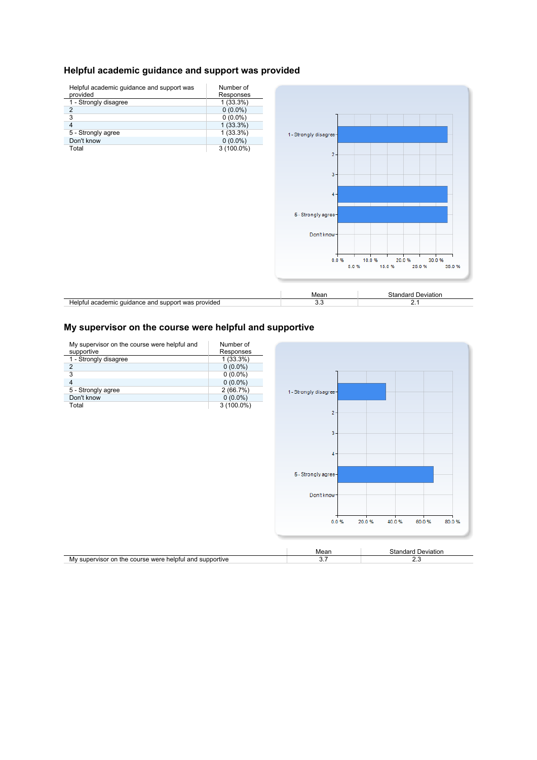## Helpful academic guidance and support was provided

| Helpful academic guidance and support was provided | Number of Responses |
|---|---|
| 1 - Strongly disagree | 1 (33.3%) |
| 2 | 0 (0.0%) |
| 3 | 0 (0.0%) |
| 4 | 1 (33.3%) |
| 5 - Strongly agree | 1 (33.3%) |
| Don't know | 0 (0.0%) |
| Total | 3 (100.0%) |

| | Mean | Standard Deviation |
|---|---|---|
| Helpful academic guidance and support was provided | 3.3 | 2.1 |

## My supervisor on the course were helpful and supportive

| My supervisor on the course were helpful and supportive | Number of Responses |
|---|---|
| 1 - Strongly disagree | 1 (33.3%) |
| 2 | 0 (0.0%) |
| 3 | 0 (0.0%) |
| 4 | 0 (0.0%) |
| 5 - Strongly agree | 2 (66.7%) |
| Don't know | 0 (0.0%) |
| Total | 3 (100.0%) |

| | Mean | Standard Deviation |
|---|---|---|
| My supervisor on the course were helpful and supportive | 3.7 | 2.3 |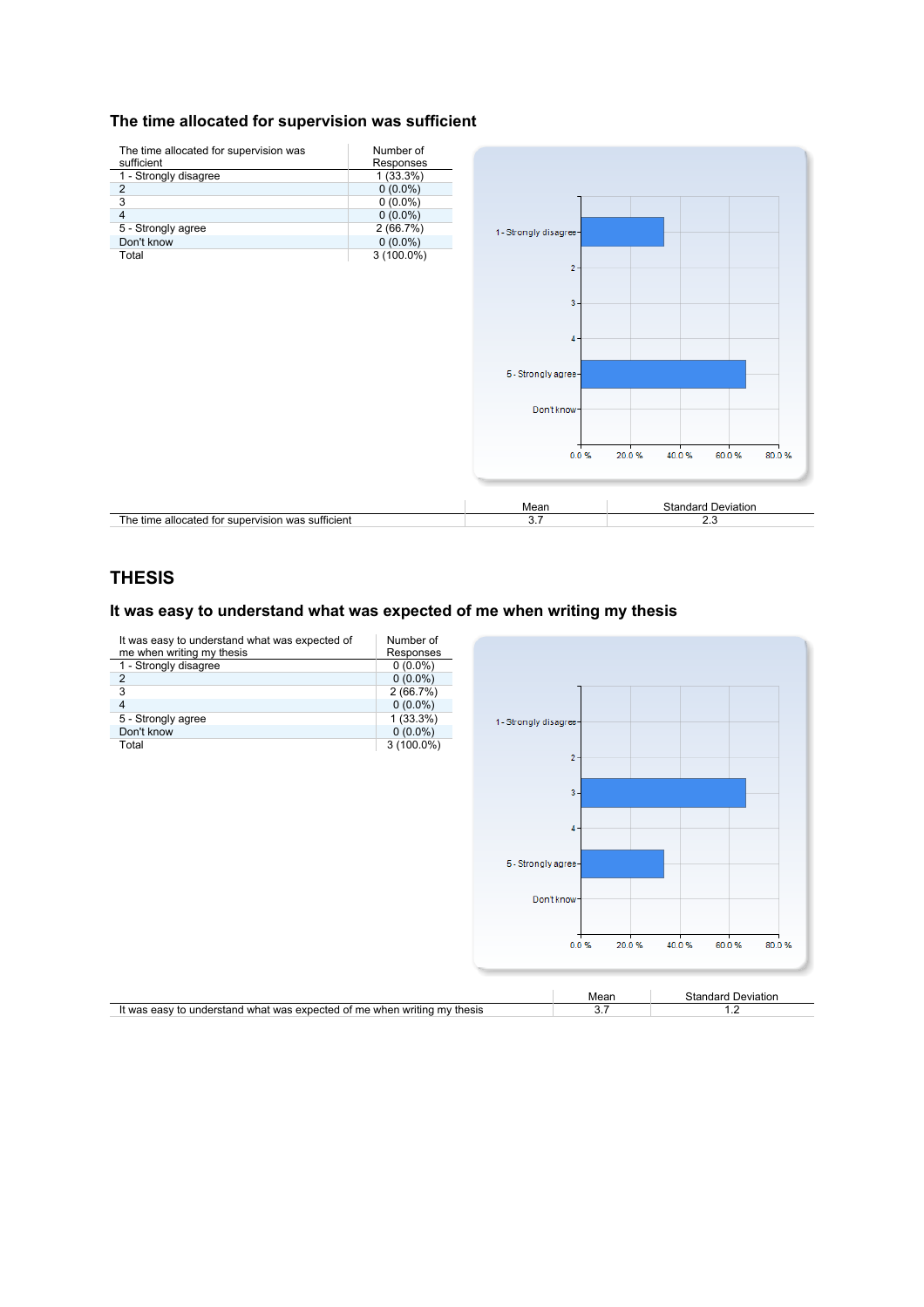## The time allocated for supervision was sufficient

| The time allocated for supervision was sufficient | Number of Responses |
|---|---|
| 1 - Strongly disagree | 1 (33.3%) |
| 2 | 0 (0.0%) |
| 3 | 0 (0.0%) |
| 4 | 0 (0.0%) |
| 5 - Strongly agree | 2 (66.7%) |
| Don't know | 0 (0.0%) |
| Total | 3 (100.0%) |

| | Mean | Standard Deviation |
|---|---|---|
| The time allocated for supervision was sufficient | 3.7 | 2.3 |

# THESIS

## It was easy to understand what was expected of me when writing my thesis

| It was easy to understand what was expected of me when writing my thesis | Number of Responses |
|---|---|
| 1 - Strongly disagree | 0 (0.0%) |
| 2 | 0 (0.0%) |
| 3 | 2 (66.7%) |
| 4 | 0 (0.0%) |
| 5 - Strongly agree | 1 (33.3%) |
| Don't know | 0 (0.0%) |
| Total | 3 (100.0%) |

| | Mean | Standard Deviation |
|---|---|---|
| It was easy to understand what was expected of me when writing my thesis | 3.7 | 1.2 |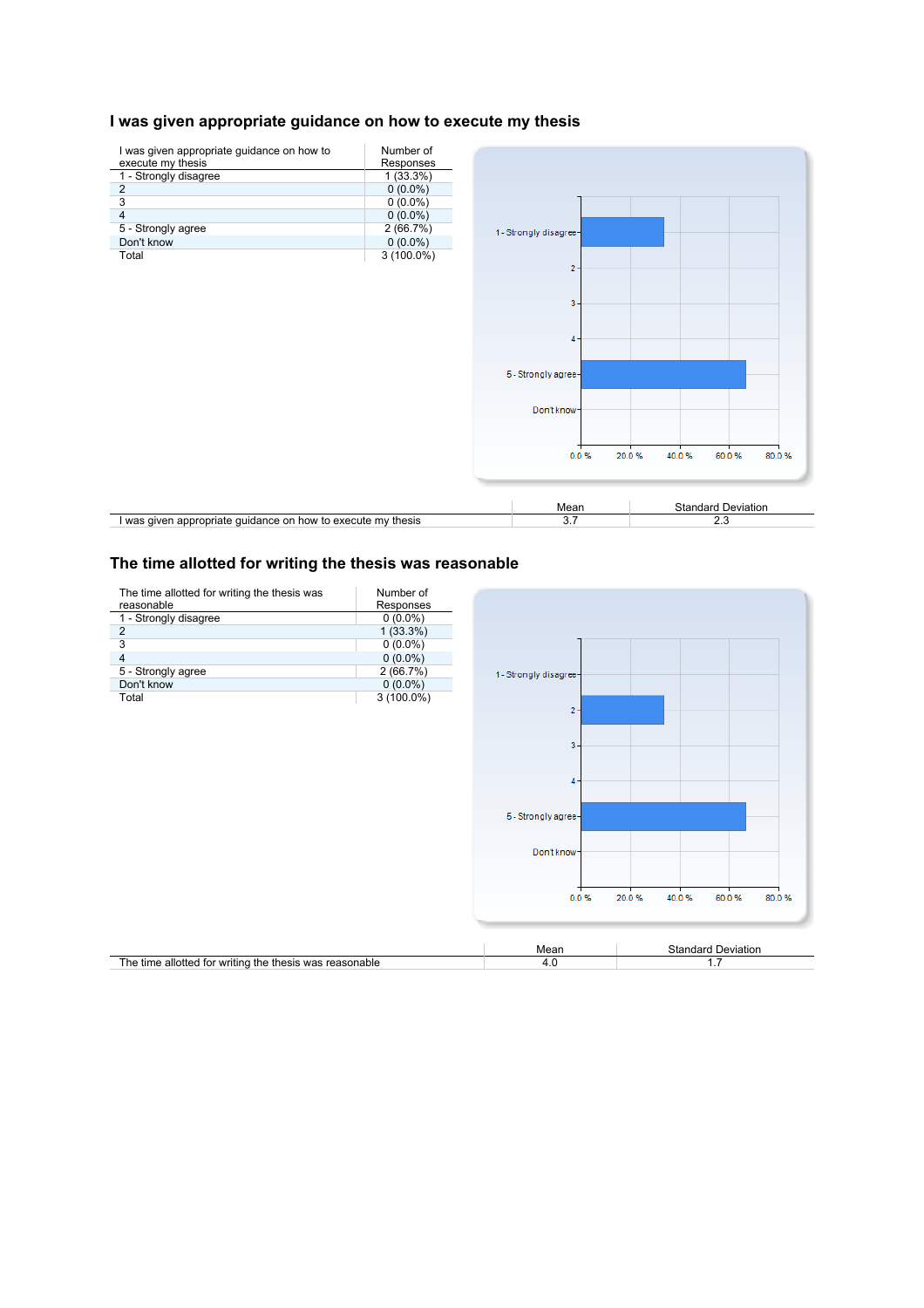## I was given appropriate guidance on how to execute my thesis

| I was given appropriate guidance on how to execute my thesis | Number of Responses |
|---|---|
| 1 - Strongly disagree | 1 (33.3%) |
| 2 | 0 (0.0%) |
| 3 | 0 (0.0%) |
| 4 | 0 (0.0%) |
| 5 - Strongly agree | 2 (66.7%) |
| Don't know | 0 (0.0%) |
| Total | 3 (100.0%) |

| | Mean | Standard Deviation |
|---|---|---|
| I was given appropriate guidance on how to execute my thesis | 3.7 | 2.3 |

## The time allotted for writing the thesis was reasonable

| The time allotted for writing the thesis was reasonable | Number of Responses |
|---|---|
| 1 - Strongly disagree | 0 (0.0%) |
| 2 | 1 (33.3%) |
| 3 | 0 (0.0%) |
| 4 | 0 (0.0%) |
| 5 - Strongly agree | 2 (66.7%) |
| Don't know | 0 (0.0%) |
| Total | 3 (100.0%) |

| | Mean | Standard Deviation |
|---|---|---|
| The time allotted for writing the thesis was reasonable | 4.0 | 1.7 |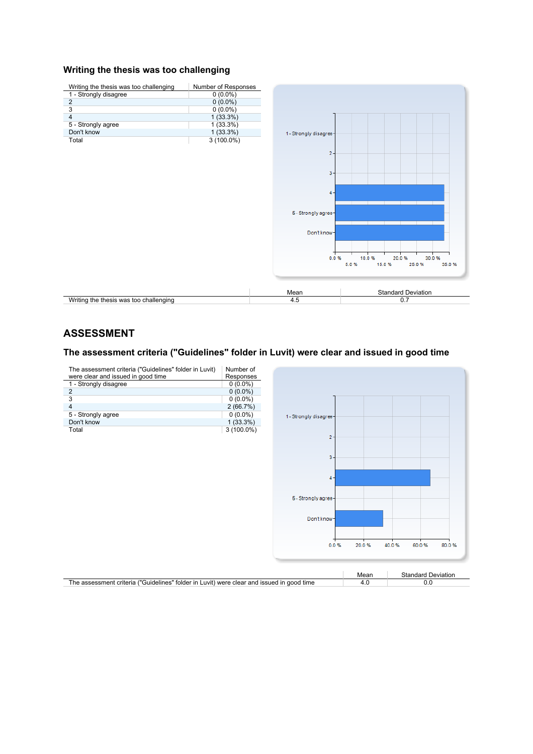## Writing the thesis was too challenging

| Writing the thesis was too challenging | Number of Responses |
|---|---|
| 1 - Strongly disagree | 0 (0.0%) |
| 2 | 0 (0.0%) |
| 3 | 0 (0.0%) |
| 4 | 1 (33.3%) |
| 5 - Strongly agree | 1 (33.3%) |
| Don't know | 1 (33.3%) |
| Total | 3 (100.0%) |

| | Mean | Standard Deviation |
|---|---|---|
| Writing the thesis was too challenging | 4.5 | 0.7 |

# ASSESSMENT

## The assessment criteria ("Guidelines" folder in Luvit) were clear and issued in good time

| The assessment criteria ("Guidelines" folder in Luvit) were clear and issued in good time | Number of Responses |
|---|---|
| 1 - Strongly disagree | 0 (0.0%) |
| 2 | 0 (0.0%) |
| 3 | 0 (0.0%) |
| 4 | 2 (66.7%) |
| 5 - Strongly agree | 0 (0.0%) |
| Don't know | 1 (33.3%) |
| Total | 3 (100.0%) |

| | Mean | Standard Deviation |
|---|---|---|
| The assessment criteria ("Guidelines" folder in Luvit) were clear and issued in good time | 4.0 | 0.0 |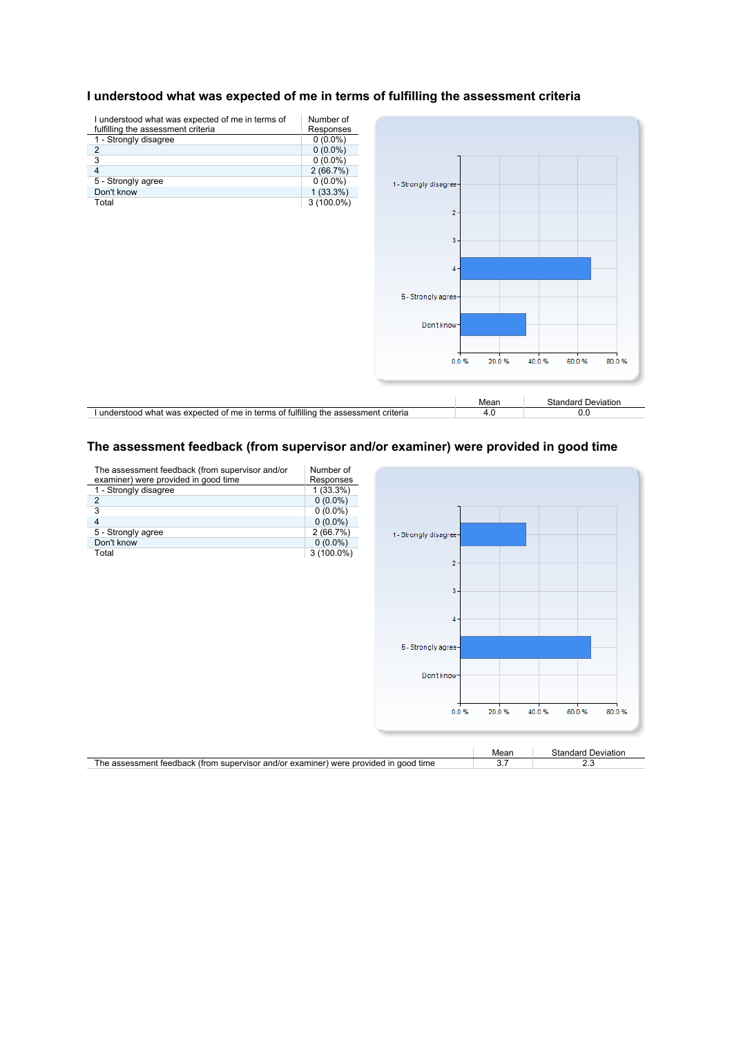## I understood what was expected of me in terms of fulfilling the assessment criteria

| I understood what was expected of me in terms of fulfilling the assessment criteria | Number of Responses |
|---|---|
| 1 - Strongly disagree | 0 (0.0%) |
| 2 | 0 (0.0%) |
| 3 | 0 (0.0%) |
| 4 | 2 (66.7%) |
| 5 - Strongly agree | 0 (0.0%) |
| Don't know | 1 (33.3%) |
| Total | 3 (100.0%) |

| | Mean | Standard Deviation |
|---|---|---|
| I understood what was expected of me in terms of fulfilling the assessment criteria | 4.0 | 0.0 |

## The assessment feedback (from supervisor and/or examiner) were provided in good time

| The assessment feedback (from supervisor and/or examiner) were provided in good time | Number of Responses |
|---|---|
| 1 - Strongly disagree | 1 (33.3%) |
| 2 | 0 (0.0%) |
| 3 | 0 (0.0%) |
| 4 | 0 (0.0%) |
| 5 - Strongly agree | 2 (66.7%) |
| Don't know | 0 (0.0%) |
| Total | 3 (100.0%) |

| | Mean | Standard Deviation |
|---|---|---|
| The assessment feedback (from supervisor and/or examiner) were provided in good time | 3.7 | 2.3 |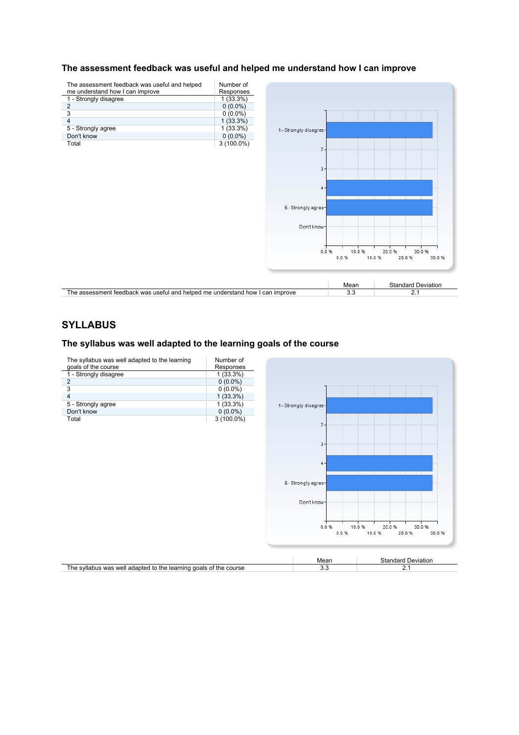### The assessment feedback was useful and helped me understand how I can improve

| The assessment feedback was useful and helped me understand how I can improve | Number of Responses |
|---|---|
| 1 - Strongly disagree | 1 (33.3%) |
| 2 | 0 (0.0%) |
| 3 | 0 (0.0%) |
| 4 | 1 (33.3%) |
| 5 - Strongly agree | 1 (33.3%) |
| Don't know | 0 (0.0%) |
| Total | 3 (100.0%) |

| | Mean | Standard Deviation |
|---|---|---|
| The assessment feedback was useful and helped me understand how I can improve | 3.3 | 2.1 |

## SYLLABUS

### The syllabus was well adapted to the learning goals of the course

| The syllabus was well adapted to the learning goals of the course | Number of Responses |
|---|---|
| 1 - Strongly disagree | 1 (33.3%) |
| 2 | 0 (0.0%) |
| 3 | 0 (0.0%) |
| 4 | 1 (33.3%) |
| 5 - Strongly agree | 1 (33.3%) |
| Don't know | 0 (0.0%) |
| Total | 3 (100.0%) |

| | Mean | Standard Deviation |
|---|---|---|
| The syllabus was well adapted to the learning goals of the course | 3.3 | 2.1 |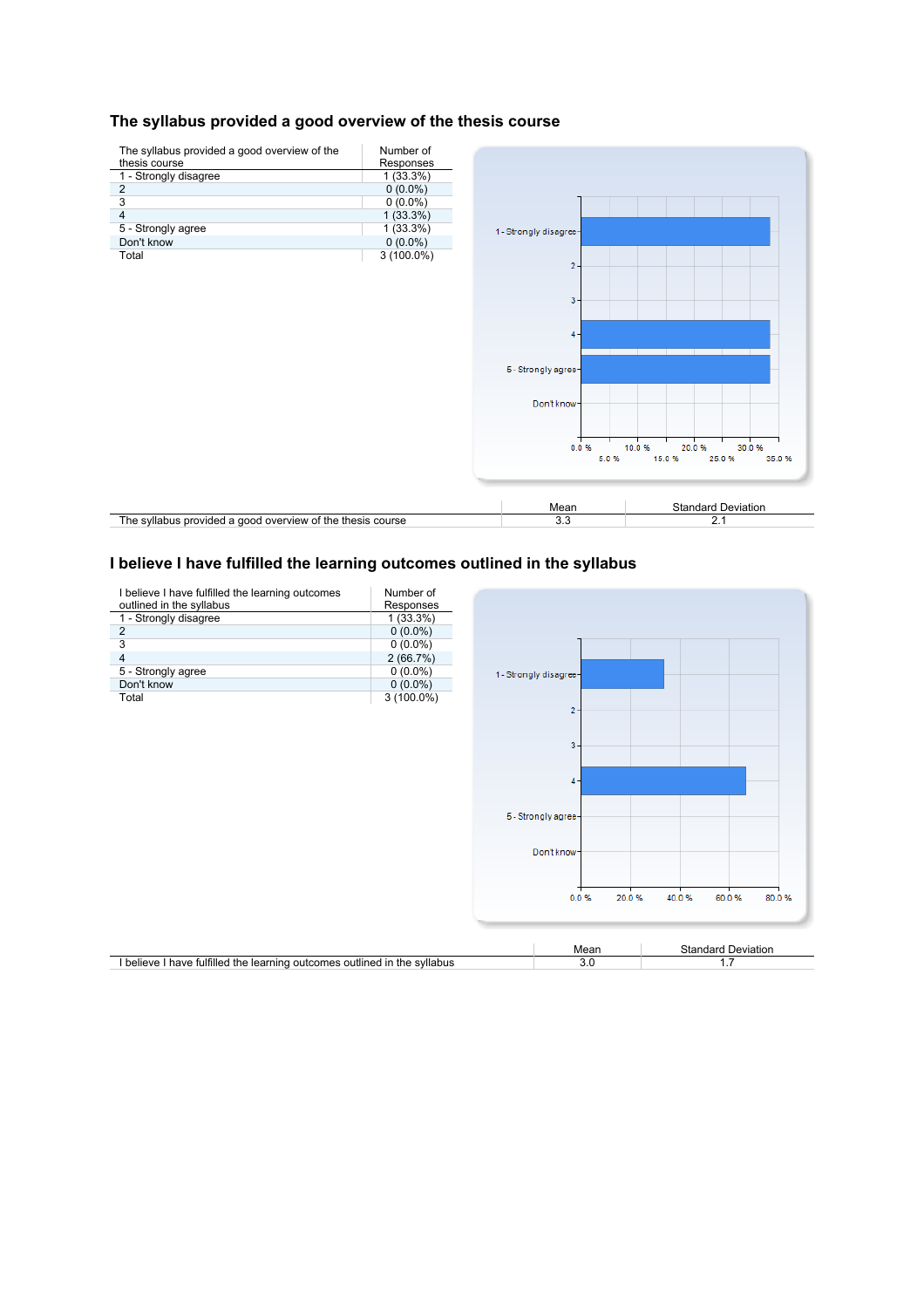## The syllabus provided a good overview of the thesis course

| The syllabus provided a good overview of the thesis course | Number of Responses |
|---|---|
| 1 - Strongly disagree | 1 (33.3%) |
| 2 | 0 (0.0%) |
| 3 | 0 (0.0%) |
| 4 | 1 (33.3%) |
| 5 - Strongly agree | 1 (33.3%) |
| Don't know | 0 (0.0%) |
| Total | 3 (100.0%) |

| | Mean | Standard Deviation |
|---|---|---|
| The syllabus provided a good overview of the thesis course | 3.3 | 2.1 |

## I believe I have fulfilled the learning outcomes outlined in the syllabus

| I believe I have fulfilled the learning outcomes outlined in the syllabus | Number of Responses |
|---|---|
| 1 - Strongly disagree | 1 (33.3%) |
| 2 | 0 (0.0%) |
| 3 | 0 (0.0%) |
| 4 | 2 (66.7%) |
| 5 - Strongly agree | 0 (0.0%) |
| Don't know | 0 (0.0%) |
| Total | 3 (100.0%) |

| | Mean | Standard Deviation |
|---|---|---|
| I believe I have fulfilled the learning outcomes outlined in the syllabus | 3.0 | 1.7 |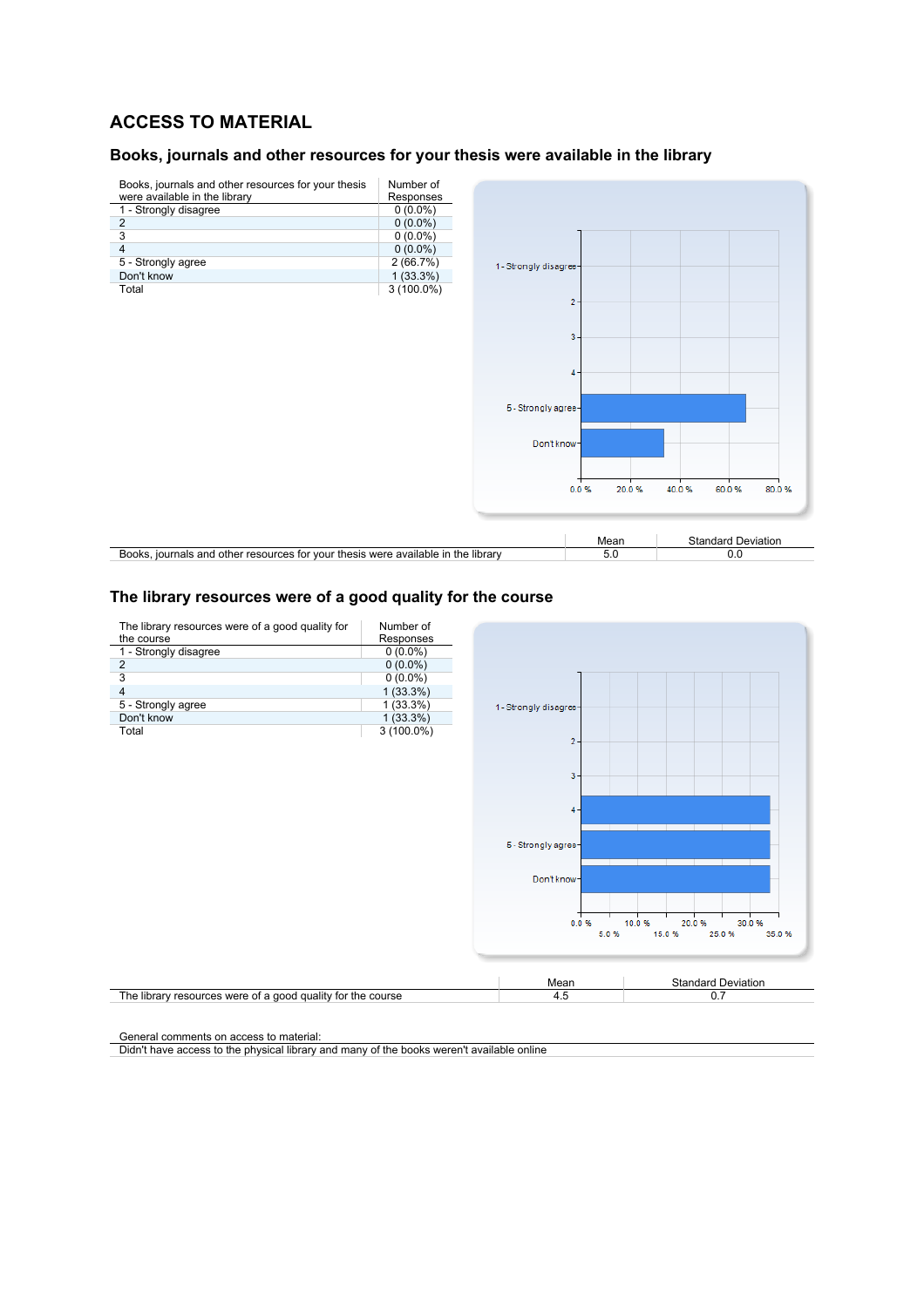## ACCESS TO MATERIAL

### Books, journals and other resources for your thesis were available in the library

| Books, journals and other resources for your thesis were available in the library | Number of Responses |
|---|---|
| 1 - Strongly disagree | 0 (0.0%) |
| 2 | 0 (0.0%) |
| 3 | 0 (0.0%) |
| 4 | 0 (0.0%) |
| 5 - Strongly agree | 2 (66.7%) |
| Don't know | 1 (33.3%) |
| Total | 3 (100.0%) |

| | Mean | Standard Deviation |
|---|---|---|
| Books, journals and other resources for your thesis were available in the library | 5.0 | 0.0 |

### The library resources were of a good quality for the course

| The library resources were of a good quality for the course | Number of Responses |
|---|---|
| 1 - Strongly disagree | 0 (0.0%) |
| 2 | 0 (0.0%) |
| 3 | 0 (0.0%) |
| 4 | 1 (33.3%) |
| 5 - Strongly agree | 1 (33.3%) |
| Don't know | 1 (33.3%) |
| Total | 3 (100.0%) |

| | Mean | Standard Deviation |
|---|---|---|
| The library resources were of a good quality for the course | 4.5 | 0.7 |

| General comments on access to material: |
|---|
| Didn't have access to the physical library and many of the books weren't available online |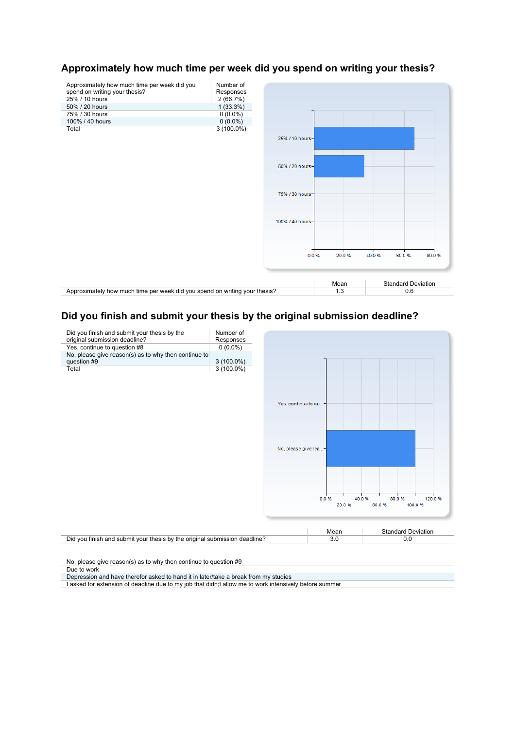## Approximately how much time per week did you spend on writing your thesis?

| Approximately how much time per week did you spend on writing your thesis? | Number of Responses |
|---|---|
| 25% / 10 hours | 2 (66.7%) |
| 50% / 20 hours | 1 (33.3%) |
| 75% / 30 hours | 0 (0.0%) |
| 100% / 40 hours | 0 (0.0%) |
| Total | 3 (100.0%) |

| | Mean | Standard Deviation |
|---|---|---|
| Approximately how much time per week did you spend on writing your thesis? | 1.3 | 0.6 |

## Did you finish and submit your thesis by the original submission deadline?

| Did you finish and submit your thesis by the original submission deadline? | Number of Responses |
|---|---|
| Yes, continue to question #8 | 0 (0.0%) |
| No, please give reason(s) as to why then continue to question #9 | 3 (100.0%) |
| Total | 3 (100.0%) |

| | Mean | Standard Deviation |
|---|---|---|
| Did you finish and submit your thesis by the original submission deadline? | 3.0 | 0.0 |

| No, please give reason(s) as to why then continue to question #9 |
|---|
| Due to work |
| Depression and have therefor asked to hand it in later/take a break from my studies |
| I asked for extension of deadline due to my job that didn;t allow me to work intensively before summer |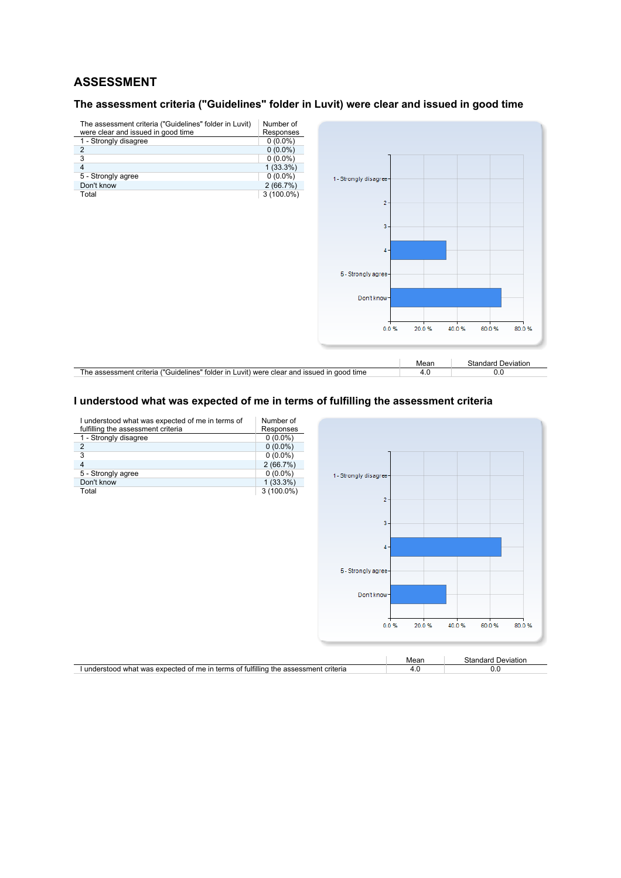## ASSESSMENT

### The assessment criteria ("Guidelines" folder in Luvit) were clear and issued in good time

| The assessment criteria ("Guidelines" folder in Luvit) were clear and issued in good time | Number of Responses |
|---|---|
| 1 - Strongly disagree | 0 (0.0%) |
| 2 | 0 (0.0%) |
| 3 | 0 (0.0%) |
| 4 | 1 (33.3%) |
| 5 - Strongly agree | 0 (0.0%) |
| Don't know | 2 (66.7%) |
| Total | 3 (100.0%) |

| | Mean | Standard Deviation |
|---|---|---|
| The assessment criteria ("Guidelines" folder in Luvit) were clear and issued in good time | 4.0 | 0.0 |

### I understood what was expected of me in terms of fulfilling the assessment criteria

| I understood what was expected of me in terms of fulfilling the assessment criteria | Number of Responses |
|---|---|
| 1 - Strongly disagree | 0 (0.0%) |
| 2 | 0 (0.0%) |
| 3 | 0 (0.0%) |
| 4 | 2 (66.7%) |
| 5 - Strongly agree | 0 (0.0%) |
| Don't know | 1 (33.3%) |
| Total | 3 (100.0%) |

| | Mean | Standard Deviation |
|---|---|---|
| I understood what was expected of me in terms of fulfilling the assessment criteria | 4.0 | 0.0 |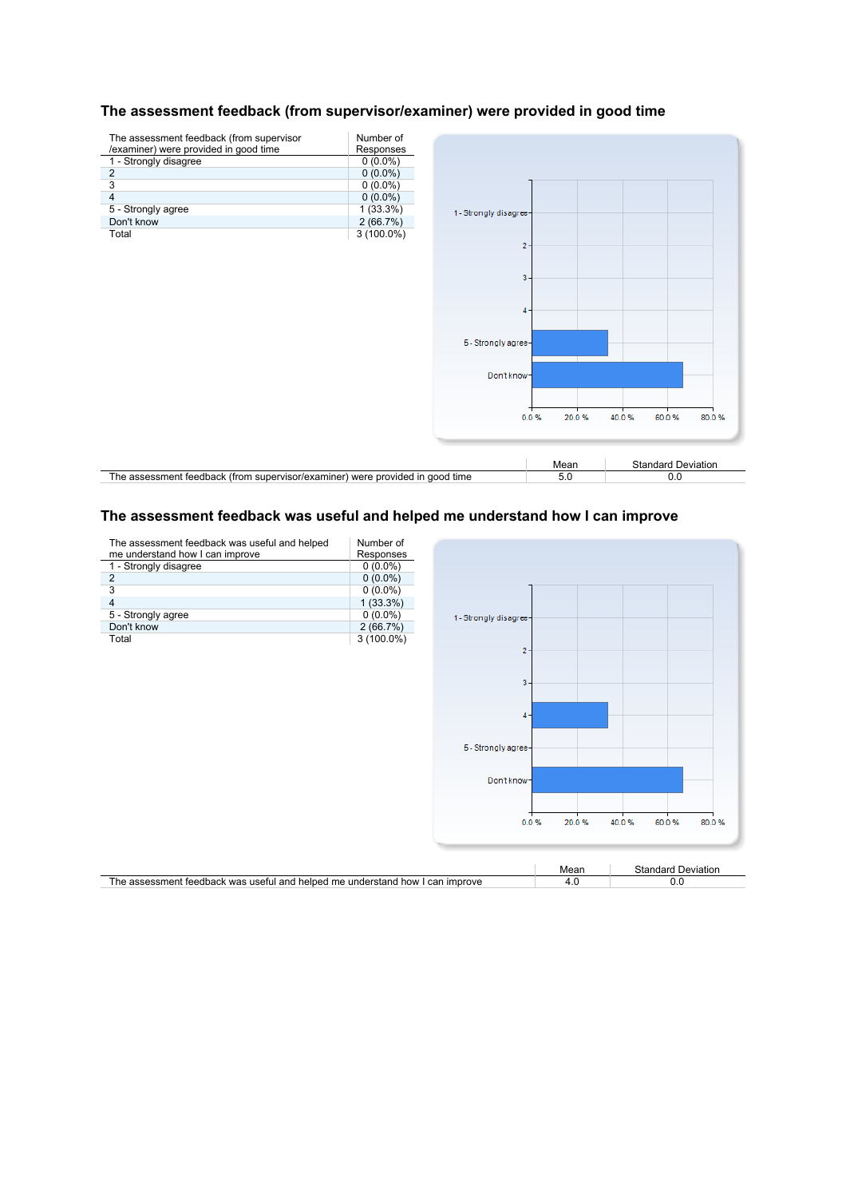## The assessment feedback (from supervisor/examiner) were provided in good time

| The assessment feedback (from supervisor /examiner) were provided in good time | Number of Responses |
|---|---|
| 1 - Strongly disagree | 0 (0.0%) |
| 2 | 0 (0.0%) |
| 3 | 0 (0.0%) |
| 4 | 0 (0.0%) |
| 5 - Strongly agree | 1 (33.3%) |
| Don't know | 2 (66.7%) |
| Total | 3 (100.0%) |

| | Mean | Standard Deviation |
|---|---|---|
| The assessment feedback (from supervisor/examiner) were provided in good time | 5.0 | 0.0 |

## The assessment feedback was useful and helped me understand how I can improve

| The assessment feedback was useful and helped me understand how I can improve | Number of Responses |
|---|---|
| 1 - Strongly disagree | 0 (0.0%) |
| 2 | 0 (0.0%) |
| 3 | 0 (0.0%) |
| 4 | 1 (33.3%) |
| 5 - Strongly agree | 0 (0.0%) |
| Don't know | 2 (66.7%) |
| Total | 3 (100.0%) |

| | Mean | Standard Deviation |
|---|---|---|
| The assessment feedback was useful and helped me understand how I can improve | 4.0 | 0.0 |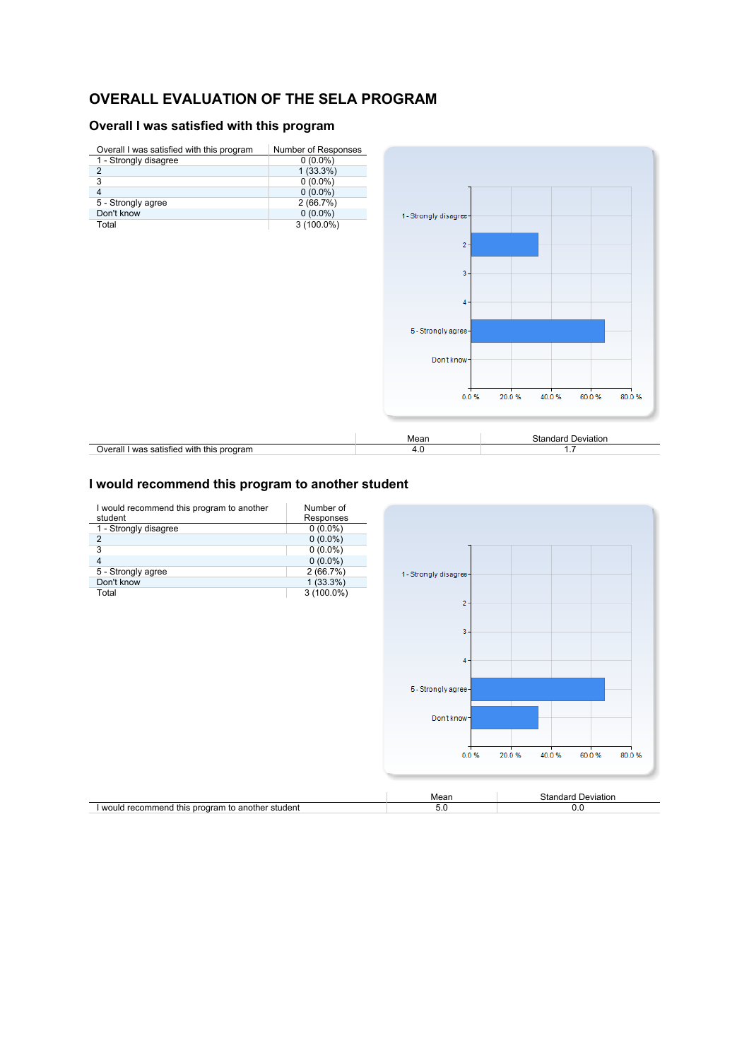# OVERALL EVALUATION OF THE SELA PROGRAM

## Overall I was satisfied with this program

| Overall I was satisfied with this program | Number of Responses |
|---|---|
| 1 - Strongly disagree | 0 (0.0%) |
| 2 | 1 (33.3%) |
| 3 | 0 (0.0%) |
| 4 | 0 (0.0%) |
| 5 - Strongly agree | 2 (66.7%) |
| Don't know | 0 (0.0%) |
| Total | 3 (100.0%) |

| | Mean | Standard Deviation |
|---|---|---|
| Overall I was satisfied with this program | 4.0 | 1.7 |

## I would recommend this program to another student

| I would recommend this program to another student | Number of Responses |
|---|---|
| 1 - Strongly disagree | 0 (0.0%) |
| 2 | 0 (0.0%) |
| 3 | 0 (0.0%) |
| 4 | 0 (0.0%) |
| 5 - Strongly agree | 2 (66.7%) |
| Don't know | 1 (33.3%) |
| Total | 3 (100.0%) |

| | Mean | Standard Deviation |
|---|---|---|
| I would recommend this program to another student | 5.0 | 0.0 |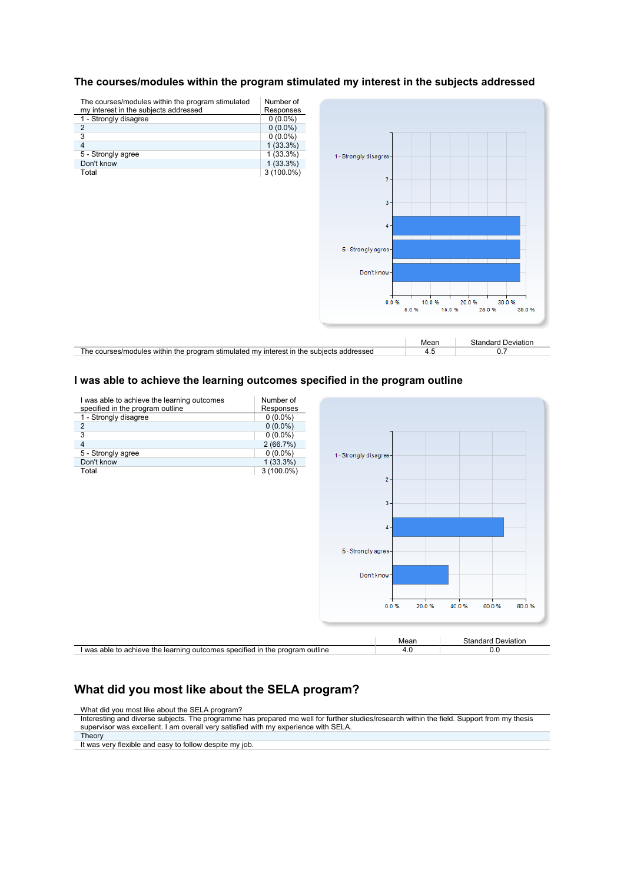## The courses/modules within the program stimulated my interest in the subjects addressed

| The courses/modules within the program stimulated my interest in the subjects addressed | Number of Responses |
|---|---|
| 1 - Strongly disagree | 0 (0.0%) |
| 2 | 0 (0.0%) |
| 3 | 0 (0.0%) |
| 4 | 1 (33.3%) |
| 5 - Strongly agree | 1 (33.3%) |
| Don't know | 1 (33.3%) |
| Total | 3 (100.0%) |

| | Mean | Standard Deviation |
|---|---|---|
| The courses/modules within the program stimulated my interest in the subjects addressed | 4.5 | 0.7 |

## I was able to achieve the learning outcomes specified in the program outline

| I was able to achieve the learning outcomes specified in the program outline | Number of Responses |
|---|---|
| 1 - Strongly disagree | 0 (0.0%) |
| 2 | 0 (0.0%) |
| 3 | 0 (0.0%) |
| 4 | 2 (66.7%) |
| 5 - Strongly agree | 0 (0.0%) |
| Don't know | 1 (33.3%) |
| Total | 3 (100.0%) |

| | Mean | Standard Deviation |
|---|---|---|
| I was able to achieve the learning outcomes specified in the program outline | 4.0 | 0.0 |

## What did you most like about the SELA program?

| What did you most like about the SELA program? |
|---|
| Interesting and diverse subjects. The programme has prepared me well for further studies/research within the field. Support from my thesis supervisor was excellent. I am overall very satisfied with my experience with SELA. |
| Theory |
| It was very flexible and easy to follow despite my job. |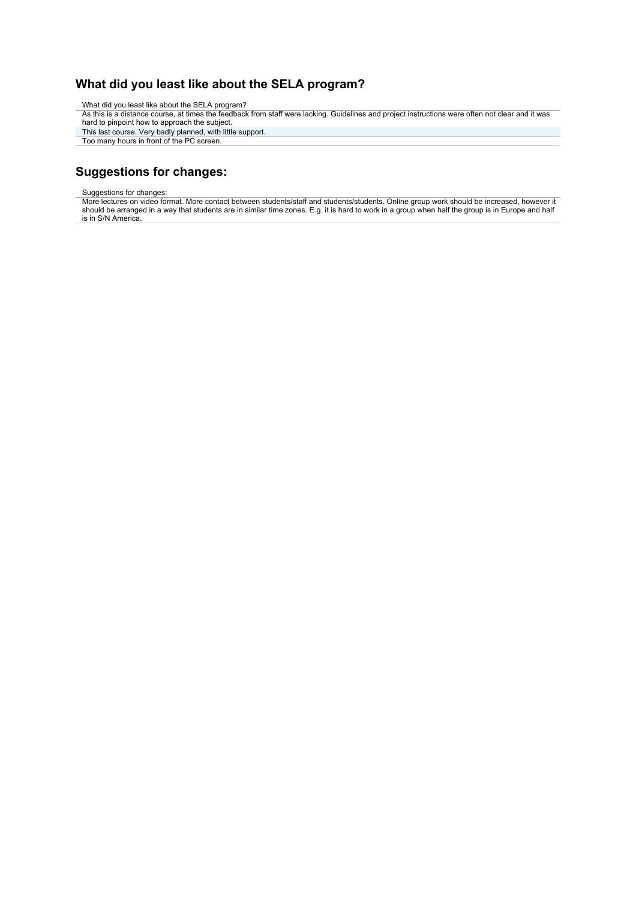## What did you least like about the SELA program?

| What did you least like about the SELA program? |
| --- |
| As this is a distance course, at times the feedback from staff were lacking. Guidelines and project instructions were often not clear and it was hard to pinpoint how to approach the subject. |
| This last course. Very badly planned, with little support. |
| Too many hours in front of the PC screen. |

## Suggestions for changes:

| Suggestions for changes: |
| --- |
| More lectures on video format. More contact between students/staff and students/students. Online group work should be increased, however it should be arranged in a way that students are in similar time zones. E.g. it is hard to work in a group when half the group is in Europe and half is in S/N America. |